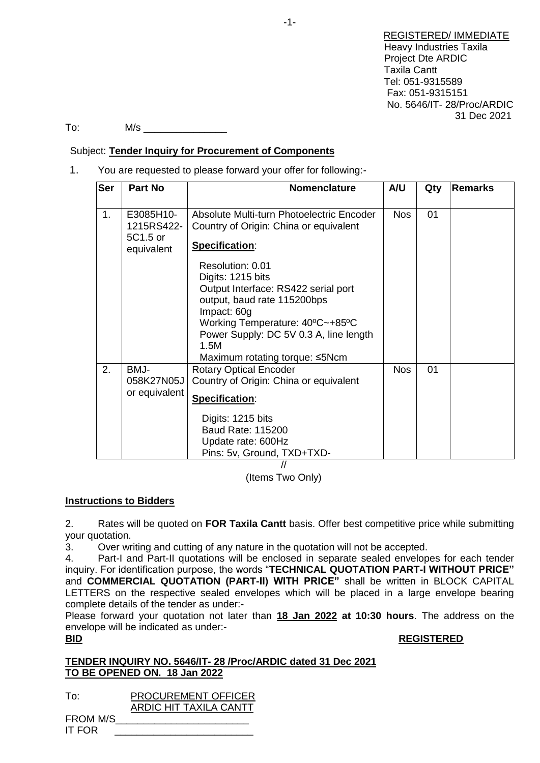REGISTERED/ IMMEDIATE
Heavy Industries Taxila
Project Dte ARDIC
Taxila Cantt
Tel: 051-9315589
Fax: 051-9315151
No. 5646/IT- 28/Proc/ARDIC
31 Dec 2021

To: M/s _______________

Subject: **Tender Inquiry for Procurement of Components**

1. You are requested to please forward your offer for following:-

| Ser | Part No | Nomenclature | A/U | Qty | Remarks |
|---|---|---|---|---|---|
| 1. | E3085H10-1215RS422-5C1.5 or equivalent | Absolute Multi-turn Photoelectric Encoder<br>Country of Origin: China or equivalent<br>**Specification**:<br>Resolution: 0.01<br>Digits: 1215 bits<br>Output Interface: RS422 serial port output, baud rate 115200bps<br>Impact: 60g<br>Working Temperature: 40ºC~+85ºC<br>Power Supply: DC 5V 0.3 A, line length 1.5M<br>Maximum rotating torque: ≤5Ncm | Nos | 01 | |
| 2. | BMJ-058K27N05J or equivalent | Rotary Optical Encoder<br>Country of Origin: China or equivalent<br>**Specification**:<br>Digits: 1215 bits<br>Baud Rate: 115200<br>Update rate: 600Hz<br>Pins: 5v, Ground, TXD+TXD- | Nos | 01 | |

//
(Items Two Only)

**Instructions to Bidders**

2. Rates will be quoted on **FOR Taxila Cantt** basis. Offer best competitive price while submitting your quotation.

3. Over writing and cutting of any nature in the quotation will not be accepted.

4. Part-I and Part-II quotations will be enclosed in separate sealed envelopes for each tender inquiry. For identification purpose, the words "**TECHNICAL QUOTATION PART-I WITHOUT PRICE"** and **COMMERCIAL QUOTATION (PART-II) WITH PRICE"** shall be written in BLOCK CAPITAL LETTERS on the respective sealed envelopes which will be placed in a large envelope bearing complete details of the tender as under:-

Please forward your quotation not later than **18 Jan 2022 at 10:30 hours**. The address on the envelope will be indicated as under:-

**BID** **REGISTERED**

**TENDER INQUIRY NO. 5646/IT- 28 /Proc/ARDIC dated 31 Dec 2021**
**TO BE OPENED ON. 18 Jan 2022**

To: PROCUREMENT OFFICER
ARDIC HIT TAXILA CANTT

FROM M/S________________________

IT FOR ________________________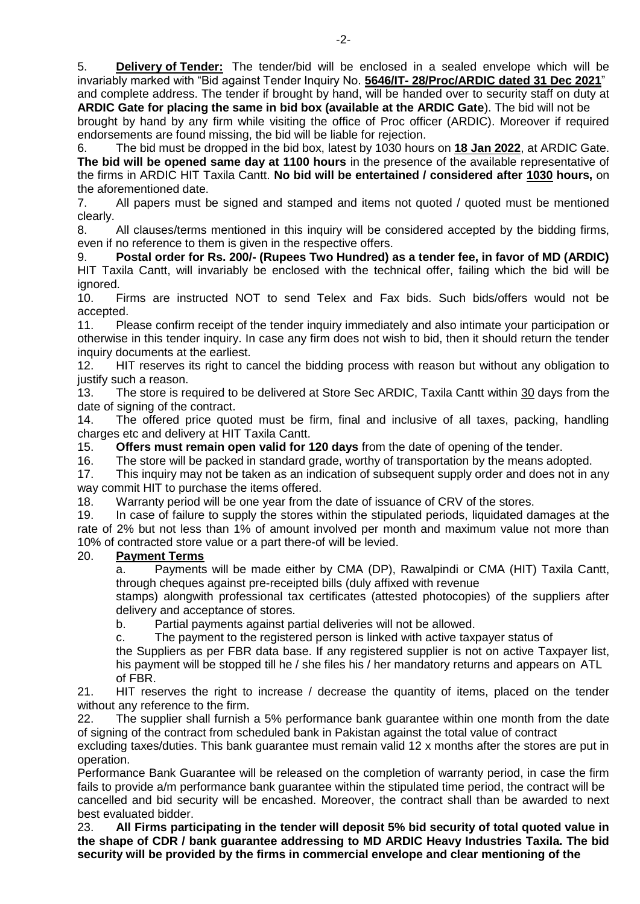5. **Delivery of Tender:** The tender/bid will be enclosed in a sealed envelope which will be invariably marked with "Bid against Tender Inquiry No. **5646/IT- 28/Proc/ARDIC dated 31 Dec 2021**" and complete address. The tender if brought by hand, will be handed over to security staff on duty at **ARDIC Gate for placing the same in bid box (available at the ARDIC Gate**). The bid will not be brought by hand by any firm while visiting the office of Proc officer (ARDIC). Moreover if required endorsements are found missing, the bid will be liable for rejection.

6. The bid must be dropped in the bid box, latest by 1030 hours on **18 Jan 2022**, at ARDIC Gate. **The bid will be opened same day at 1100 hours** in the presence of the available representative of the firms in ARDIC HIT Taxila Cantt. **No bid will be entertained / considered after 1030 hours,** on the aforementioned date.

7. All papers must be signed and stamped and items not quoted / quoted must be mentioned clearly.

8. All clauses/terms mentioned in this inquiry will be considered accepted by the bidding firms, even if no reference to them is given in the respective offers.

9. **Postal order for Rs. 200/- (Rupees Two Hundred) as a tender fee, in favor of MD (ARDIC)** HIT Taxila Cantt, will invariably be enclosed with the technical offer, failing which the bid will be ignored.

10. Firms are instructed NOT to send Telex and Fax bids. Such bids/offers would not be accepted.

11. Please confirm receipt of the tender inquiry immediately and also intimate your participation or otherwise in this tender inquiry. In case any firm does not wish to bid, then it should return the tender inquiry documents at the earliest.

12. HIT reserves its right to cancel the bidding process with reason but without any obligation to justify such a reason.

13. The store is required to be delivered at Store Sec ARDIC, Taxila Cantt within 30 days from the date of signing of the contract.

14. The offered price quoted must be firm, final and inclusive of all taxes, packing, handling charges etc and delivery at HIT Taxila Cantt.

15. **Offers must remain open valid for 120 days** from the date of opening of the tender.

16. The store will be packed in standard grade, worthy of transportation by the means adopted.

17. This inquiry may not be taken as an indication of subsequent supply order and does not in any way commit HIT to purchase the items offered.

18. Warranty period will be one year from the date of issuance of CRV of the stores.

19. In case of failure to supply the stores within the stipulated periods, liquidated damages at the rate of 2% but not less than 1% of amount involved per month and maximum value not more than 10% of contracted store value or a part there-of will be levied.

20. **Payment Terms**

   a. Payments will be made either by CMA (DP), Rawalpindi or CMA (HIT) Taxila Cantt, through cheques against pre-receipted bills (duly affixed with revenue stamps) alongwith professional tax certificates (attested photocopies) of the suppliers after delivery and acceptance of stores.

   b. Partial payments against partial deliveries will not be allowed.

   c. The payment to the registered person is linked with active taxpayer status of the Suppliers as per FBR data base. If any registered supplier is not on active Taxpayer list, his payment will be stopped till he / she files his / her mandatory returns and appears on ATL of FBR.

21. HIT reserves the right to increase / decrease the quantity of items, placed on the tender without any reference to the firm.

22. The supplier shall furnish a 5% performance bank guarantee within one month from the date of signing of the contract from scheduled bank in Pakistan against the total value of contract excluding taxes/duties. This bank guarantee must remain valid 12 x months after the stores are put in operation.

Performance Bank Guarantee will be released on the completion of warranty period, in case the firm fails to provide a/m performance bank guarantee within the stipulated time period, the contract will be cancelled and bid security will be encashed. Moreover, the contract shall than be awarded to next best evaluated bidder.

23. **All Firms participating in the tender will deposit 5% bid security of total quoted value in the shape of CDR / bank guarantee addressing to MD ARDIC Heavy Industries Taxila. The bid security will be provided by the firms in commercial envelope and clear mentioning of the**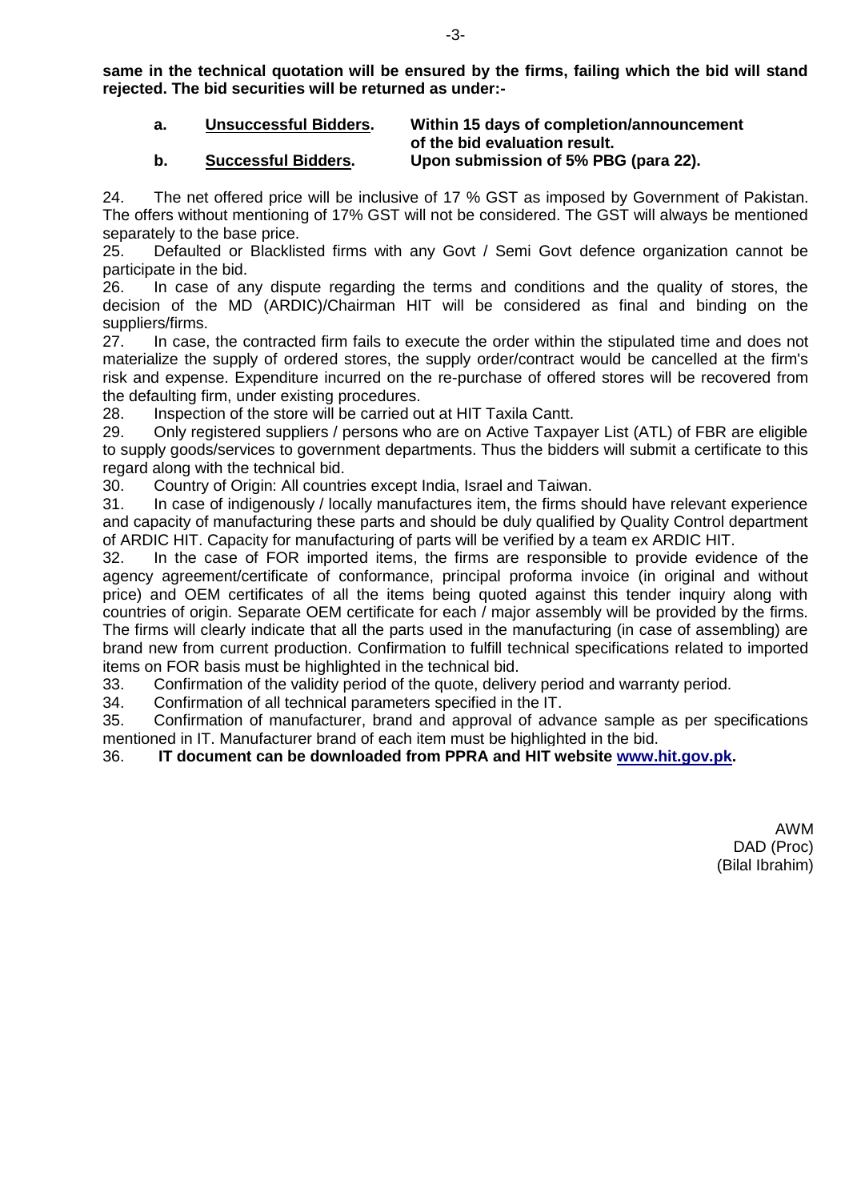**same in the technical quotation will be ensured by the firms, failing which the bid will stand rejected. The bid securities will be returned as under:-**

**a. <u>Unsuccessful Bidders</u>.** **Within 15 days of completion/announcement of the bid evaluation result.**

**b. <u>Successful Bidders</u>.** **Upon submission of 5% PBG (para 22).**

24. The net offered price will be inclusive of 17 % GST as imposed by Government of Pakistan. The offers without mentioning of 17% GST will not be considered. The GST will always be mentioned separately to the base price.

25. Defaulted or Blacklisted firms with any Govt / Semi Govt defence organization cannot be participate in the bid.

26. In case of any dispute regarding the terms and conditions and the quality of stores, the decision of the MD (ARDIC)/Chairman HIT will be considered as final and binding on the suppliers/firms.

27. In case, the contracted firm fails to execute the order within the stipulated time and does not materialize the supply of ordered stores, the supply order/contract would be cancelled at the firm's risk and expense. Expenditure incurred on the re-purchase of offered stores will be recovered from the defaulting firm, under existing procedures.

28. Inspection of the store will be carried out at HIT Taxila Cantt.

29. Only registered suppliers / persons who are on Active Taxpayer List (ATL) of FBR are eligible to supply goods/services to government departments. Thus the bidders will submit a certificate to this regard along with the technical bid.

30. Country of Origin: All countries except India, Israel and Taiwan.

31. In case of indigenously / locally manufactures item, the firms should have relevant experience and capacity of manufacturing these parts and should be duly qualified by Quality Control department of ARDIC HIT. Capacity for manufacturing of parts will be verified by a team ex ARDIC HIT.

32. In the case of FOR imported items, the firms are responsible to provide evidence of the agency agreement/certificate of conformance, principal proforma invoice (in original and without price) and OEM certificates of all the items being quoted against this tender inquiry along with countries of origin. Separate OEM certificate for each / major assembly will be provided by the firms. The firms will clearly indicate that all the parts used in the manufacturing (in case of assembling) are brand new from current production. Confirmation to fulfill technical specifications related to imported items on FOR basis must be highlighted in the technical bid.

33. Confirmation of the validity period of the quote, delivery period and warranty period.

34. Confirmation of all technical parameters specified in the IT.

35. Confirmation of manufacturer, brand and approval of advance sample as per specifications mentioned in IT. Manufacturer brand of each item must be highlighted in the bid.

36. **IT document can be downloaded from PPRA and HIT website [www.hit.gov.pk](http://www.hit.gov.pk).**

AWM
DAD (Proc)
(Bilal Ibrahim)